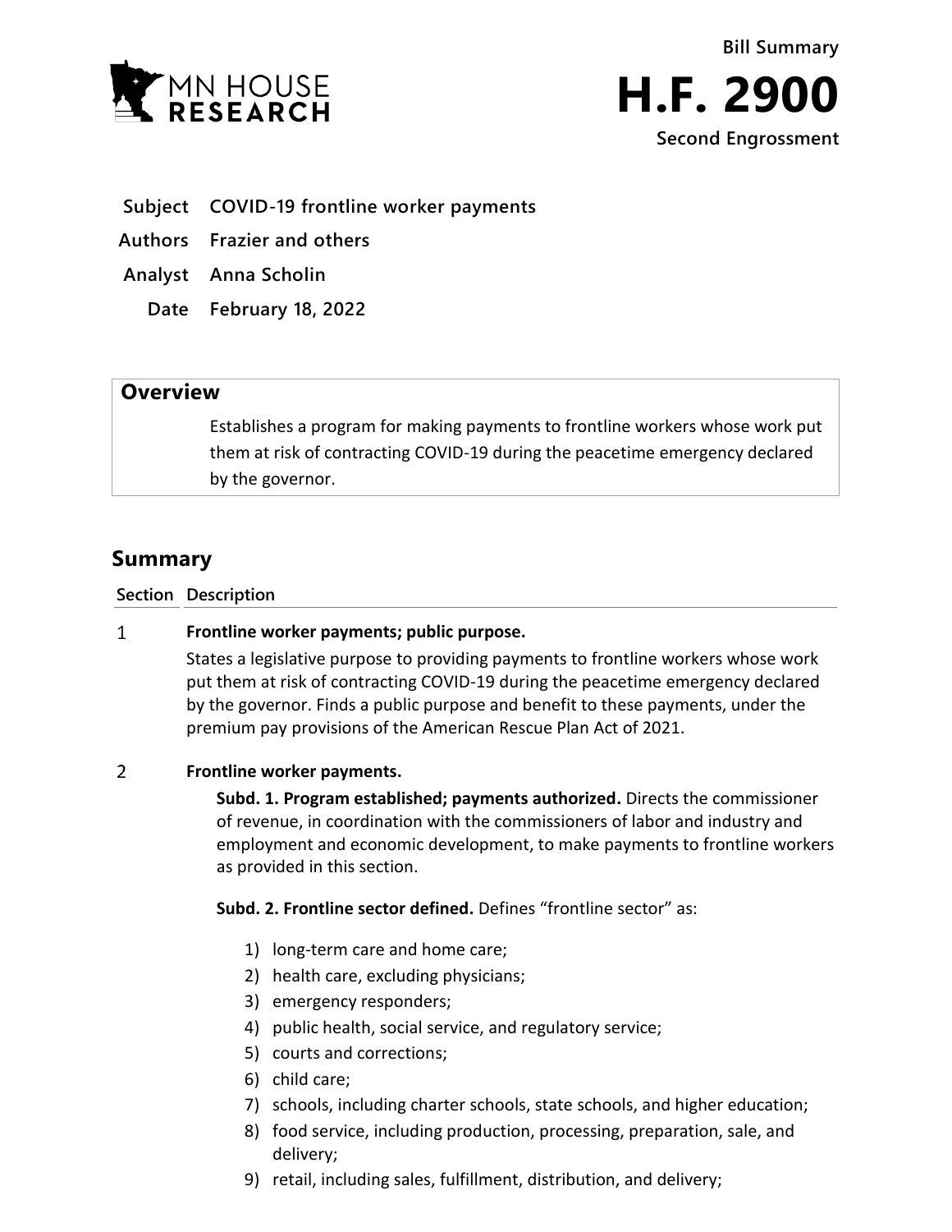MN HOUSE RESEARCH

**Bill Summary**

# H.F. 2900

**Second Engrossment**

**Subject** COVID-19 frontline worker payments

**Authors** Frazier and others

**Analyst** Anna Scholin

**Date** February 18, 2022

## Overview

Establishes a program for making payments to frontline workers whose work put them at risk of contracting COVID-19 during the peacetime emergency declared by the governor.

## Summary

| Section | Description |
|---|---|
| 1 | **Frontline worker payments; public purpose.**<br>States a legislative purpose to providing payments to frontline workers whose work put them at risk of contracting COVID-19 during the peacetime emergency declared by the governor. Finds a public purpose and benefit to these payments, under the premium pay provisions of the American Rescue Plan Act of 2021. |
| 2 | **Frontline worker payments.**<br>**Subd. 1. Program established; payments authorized.** Directs the commissioner of revenue, in coordination with the commissioners of labor and industry and employment and economic development, to make payments to frontline workers as provided in this section.<br><br>**Subd. 2. Frontline sector defined.** Defines "frontline sector" as:<br>1) long-term care and home care;<br>2) health care, excluding physicians;<br>3) emergency responders;<br>4) public health, social service, and regulatory service;<br>5) courts and corrections;<br>6) child care;<br>7) schools, including charter schools, state schools, and higher education;<br>8) food service, including production, processing, preparation, sale, and delivery;<br>9) retail, including sales, fulfillment, distribution, and delivery; |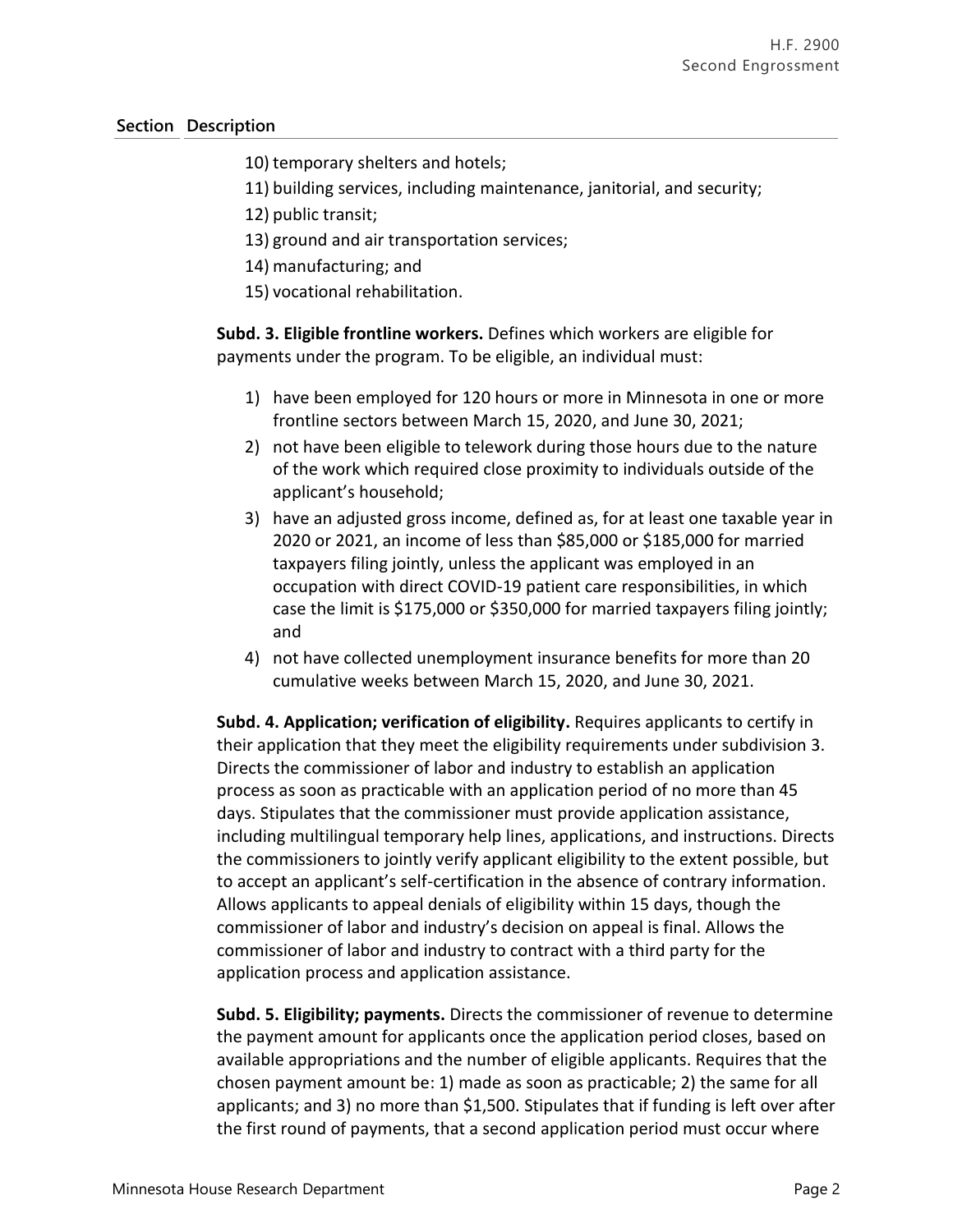| Section | Description |
|---|---|

10) temporary shelters and hotels;
11) building services, including maintenance, janitorial, and security;
12) public transit;
13) ground and air transportation services;
14) manufacturing; and
15) vocational rehabilitation.

**Subd. 3. Eligible frontline workers.** Defines which workers are eligible for payments under the program. To be eligible, an individual must:

1) have been employed for 120 hours or more in Minnesota in one or more frontline sectors between March 15, 2020, and June 30, 2021;
2) not have been eligible to telework during those hours due to the nature of the work which required close proximity to individuals outside of the applicant's household;
3) have an adjusted gross income, defined as, for at least one taxable year in 2020 or 2021, an income of less than $85,000 or $185,000 for married taxpayers filing jointly, unless the applicant was employed in an occupation with direct COVID-19 patient care responsibilities, in which case the limit is $175,000 or $350,000 for married taxpayers filing jointly; and
4) not have collected unemployment insurance benefits for more than 20 cumulative weeks between March 15, 2020, and June 30, 2021.

**Subd. 4. Application; verification of eligibility.** Requires applicants to certify in their application that they meet the eligibility requirements under subdivision 3. Directs the commissioner of labor and industry to establish an application process as soon as practicable with an application period of no more than 45 days. Stipulates that the commissioner must provide application assistance, including multilingual temporary help lines, applications, and instructions. Directs the commissioners to jointly verify applicant eligibility to the extent possible, but to accept an applicant's self-certification in the absence of contrary information. Allows applicants to appeal denials of eligibility within 15 days, though the commissioner of labor and industry's decision on appeal is final. Allows the commissioner of labor and industry to contract with a third party for the application process and application assistance.

**Subd. 5. Eligibility; payments.** Directs the commissioner of revenue to determine the payment amount for applicants once the application period closes, based on available appropriations and the number of eligible applicants. Requires that the chosen payment amount be: 1) made as soon as practicable; 2) the same for all applicants; and 3) no more than $1,500. Stipulates that if funding is left over after the first round of payments, that a second application period must occur where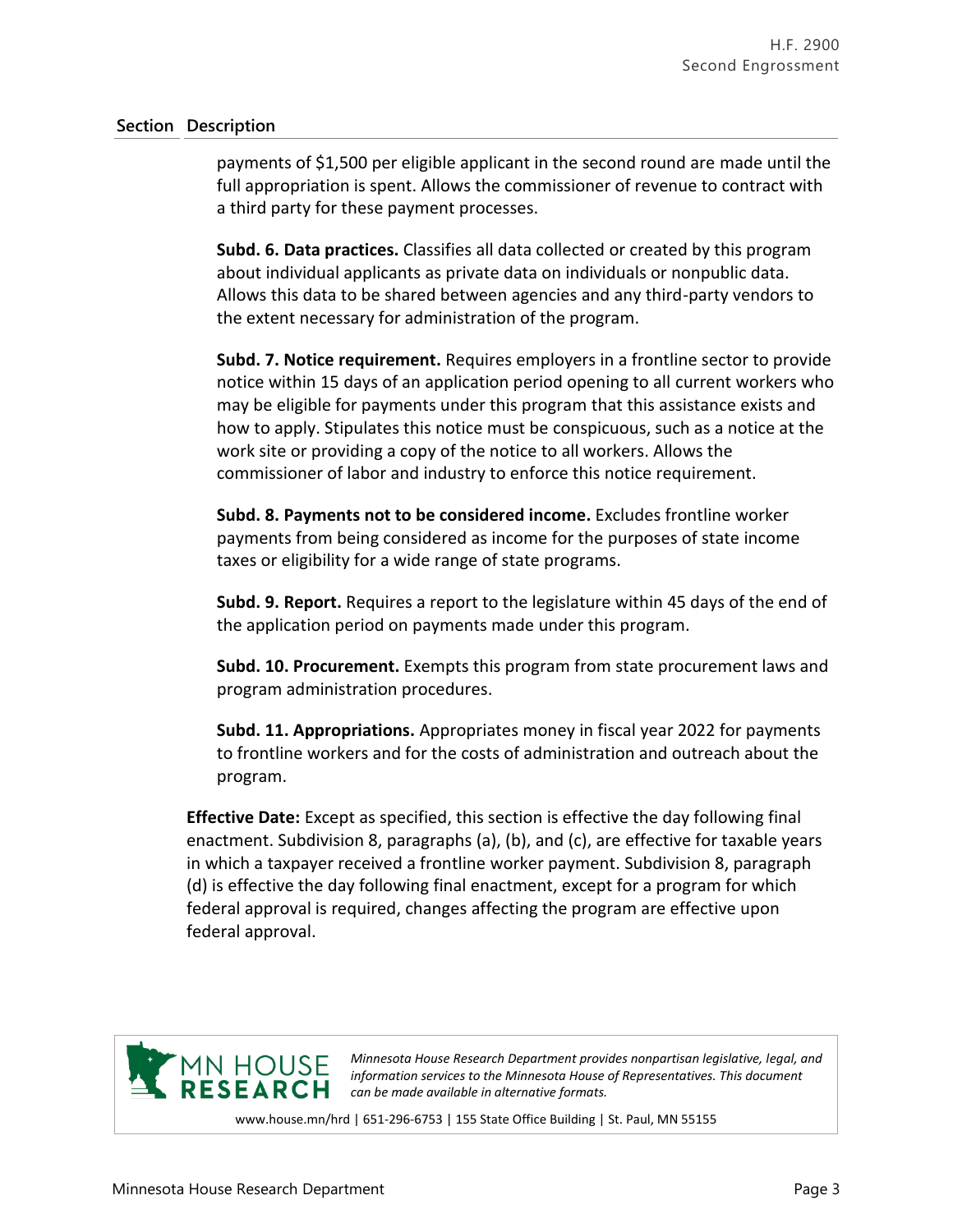| Section | Description |
|---|---|
| | payments of $1,500 per eligible applicant in the second round are made until the full appropriation is spent. Allows the commissioner of revenue to contract with a third party for these payment processes. |
| | **Subd. 6. Data practices.** Classifies all data collected or created by this program about individual applicants as private data on individuals or nonpublic data. Allows this data to be shared between agencies and any third-party vendors to the extent necessary for administration of the program. |
| | **Subd. 7. Notice requirement.** Requires employers in a frontline sector to provide notice within 15 days of an application period opening to all current workers who may be eligible for payments under this program that this assistance exists and how to apply. Stipulates this notice must be conspicuous, such as a notice at the work site or providing a copy of the notice to all workers. Allows the commissioner of labor and industry to enforce this notice requirement. |
| | **Subd. 8. Payments not to be considered income.** Excludes frontline worker payments from being considered as income for the purposes of state income taxes or eligibility for a wide range of state programs. |
| | **Subd. 9. Report.** Requires a report to the legislature within 45 days of the end of the application period on payments made under this program. |
| | **Subd. 10. Procurement.** Exempts this program from state procurement laws and program administration procedures. |
| | **Subd. 11. Appropriations.** Appropriates money in fiscal year 2022 for payments to frontline workers and for the costs of administration and outreach about the program. |
| | **Effective Date:** Except as specified, this section is effective the day following final enactment. Subdivision 8, paragraphs (a), (b), and (c), are effective for taxable years in which a taxpayer received a frontline worker payment. Subdivision 8, paragraph (d) is effective the day following final enactment, except for a program for which federal approval is required, changes affecting the program are effective upon federal approval. |

MN HOUSE RESEARCH

*Minnesota House Research Department provides nonpartisan legislative, legal, and information services to the Minnesota House of Representatives. This document can be made available in alternative formats.*

www.house.mn/hrd | 651-296-6753 | 155 State Office Building | St. Paul, MN 55155